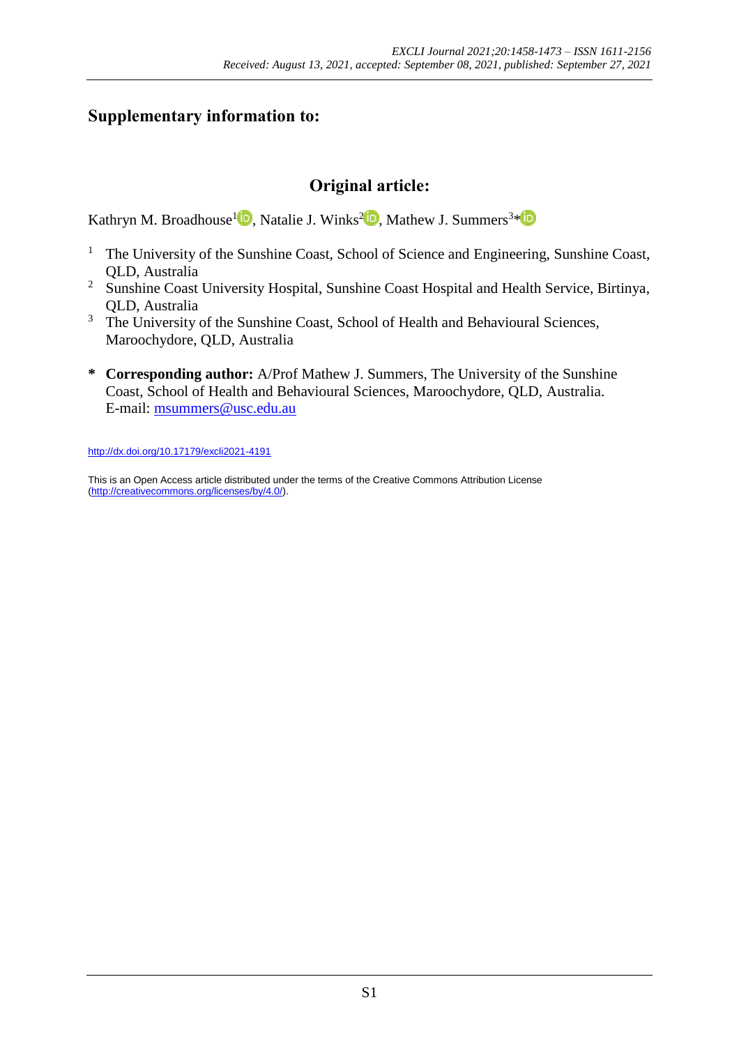## Supplementary information to:

## Original article:

Kathryn M. Broadhouse[1], Natalie J. Winks[2], Mathew J. Summers[3]*

[1] The University of the Sunshine Coast, School of Science and Engineering, Sunshine Coast, QLD, Australia

[2] Sunshine Coast University Hospital, Sunshine Coast Hospital and Health Service, Birtinya, QLD, Australia

[3] The University of the Sunshine Coast, School of Health and Behavioural Sciences, Maroochydore, QLD, Australia

**\* Corresponding author:** A/Prof Mathew J. Summers, The University of the Sunshine Coast, School of Health and Behavioural Sciences, Maroochydore, QLD, Australia. E-mail: msummers@usc.edu.au

http://dx.doi.org/10.17179/excli2021-4191

This is an Open Access article distributed under the terms of the Creative Commons Attribution License (http://creativecommons.org/licenses/by/4.0/).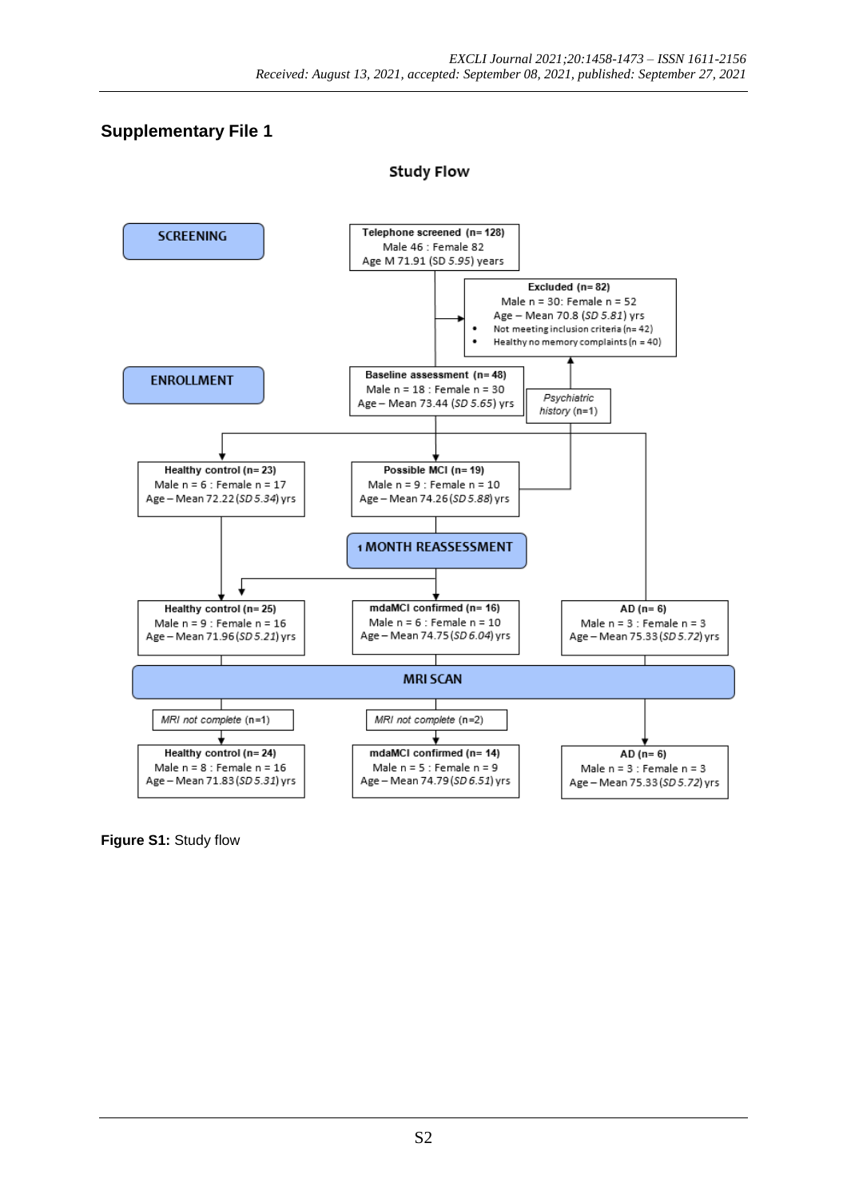## Supplementary File 1

### Study Flow

**SCREENING**

**Telephone screened (n= 128)**
Male 46 : Female 82
Age M 71.91 (SD *5.95*) years

**Excluded (n= 82)**
Male n = 30: Female n = 52
Age – Mean 70.8 (*SD 5.81*) yrs
- Not meeting inclusion criteria (n= 42)
- Healthy no memory complaints (n = 40)

**ENROLLMENT**

**Baseline assessment (n= 48)**
Male n = 18 : Female n = 30
Age – Mean 73.44 (*SD 5.65*) yrs

*Psychiatric history* (n=1)

**Healthy control (n= 23)**
Male n = 6 : Female n = 17
Age – Mean 72.22 (*SD 5.34*) yrs

**Possible MCI (n= 19)**
Male n = 9 : Female n = 10
Age – Mean 74.26 (*SD 5.88*) yrs

**1 MONTH REASSESSMENT**

**Healthy control (n= 25)**
Male n = 9 : Female n = 16
Age – Mean 71.96 (*SD 5.21*) yrs

**mdaMCI confirmed (n= 16)**
Male n = 6 : Female n = 10
Age – Mean 74.75 (*SD 6.04*) yrs

**AD (n= 6)**
Male n = 3 : Female n = 3
Age – Mean 75.33 (*SD 5.72*) yrs

**MRI SCAN**

*MRI not complete* (n=1)

*MRI not complete* (n=2)

**Healthy control (n= 24)**
Male n = 8 : Female n = 16
Age – Mean 71.83 (*SD 5.31*) yrs

**mdaMCI confirmed (n= 14)**
Male n = 5 : Female n = 9
Age – Mean 74.79 (*SD 6.51*) yrs

**AD (n= 6)**
Male n = 3 : Female n = 3
Age – Mean 75.33 (*SD 5.72*) yrs

**Figure S1:** Study flow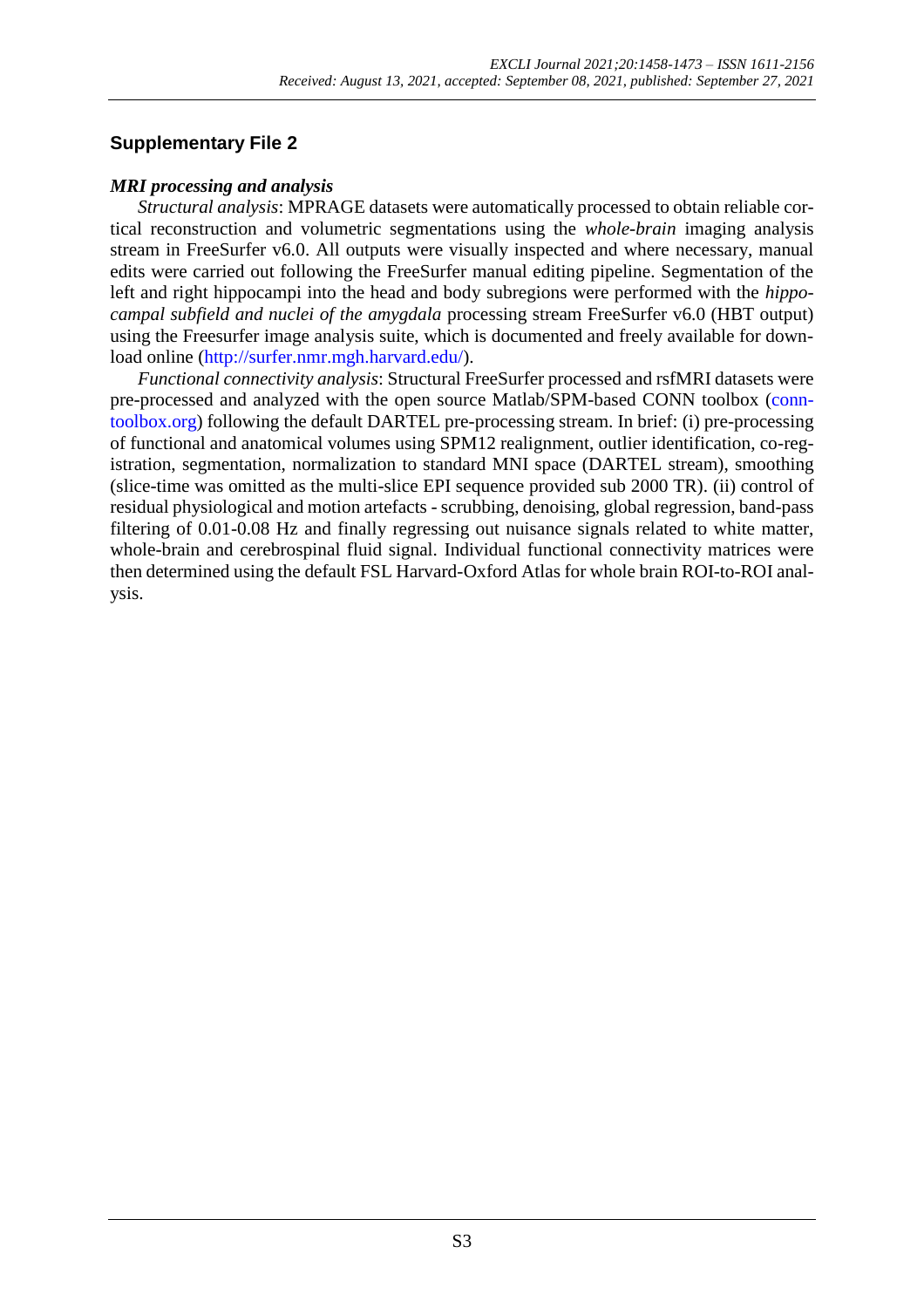## Supplementary File 2

### *MRI processing and analysis*

*Structural analysis*: MPRAGE datasets were automatically processed to obtain reliable cortical reconstruction and volumetric segmentations using the *whole-brain* imaging analysis stream in FreeSurfer v6.0. All outputs were visually inspected and where necessary, manual edits were carried out following the FreeSurfer manual editing pipeline. Segmentation of the left and right hippocampi into the head and body subregions were performed with the *hippocampal subfield and nuclei of the amygdala* processing stream FreeSurfer v6.0 (HBT output) using the Freesurfer image analysis suite, which is documented and freely available for download online (http://surfer.nmr.mgh.harvard.edu/).

*Functional connectivity analysis*: Structural FreeSurfer processed and rsfMRI datasets were pre-processed and analyzed with the open source Matlab/SPM-based CONN toolbox (conn-toolbox.org) following the default DARTEL pre-processing stream. In brief: (i) pre-processing of functional and anatomical volumes using SPM12 realignment, outlier identification, co-registration, segmentation, normalization to standard MNI space (DARTEL stream), smoothing (slice-time was omitted as the multi-slice EPI sequence provided sub 2000 TR). (ii) control of residual physiological and motion artefacts - scrubbing, denoising, global regression, band-pass filtering of 0.01-0.08 Hz and finally regressing out nuisance signals related to white matter, whole-brain and cerebrospinal fluid signal. Individual functional connectivity matrices were then determined using the default FSL Harvard-Oxford Atlas for whole brain ROI-to-ROI analysis.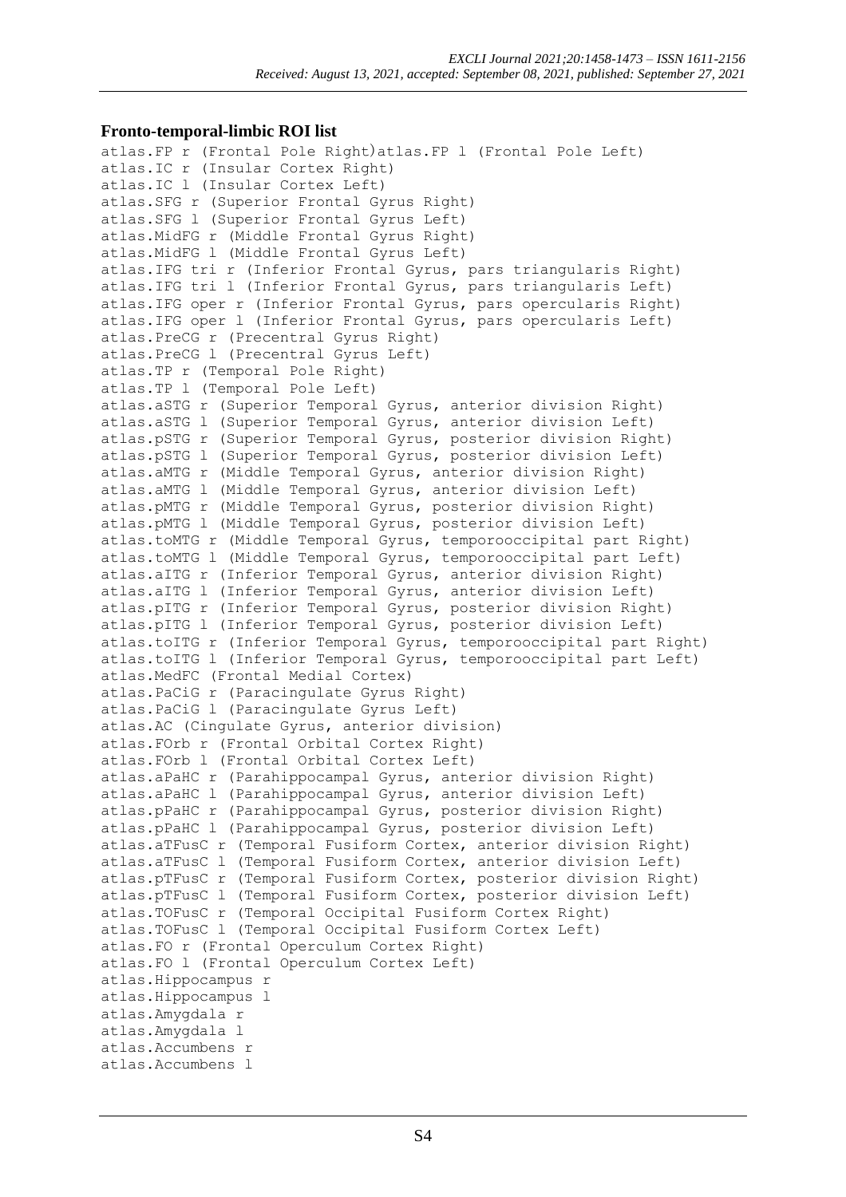### Fronto-temporal-limbic ROI list

```
atlas.FP r (Frontal Pole Right)atlas.FP l (Frontal Pole Left)
atlas.IC r (Insular Cortex Right)
atlas.IC l (Insular Cortex Left)
atlas.SFG r (Superior Frontal Gyrus Right)
atlas.SFG l (Superior Frontal Gyrus Left)
atlas.MidFG r (Middle Frontal Gyrus Right)
atlas.MidFG l (Middle Frontal Gyrus Left)
atlas.IFG tri r (Inferior Frontal Gyrus, pars triangularis Right)
atlas.IFG tri l (Inferior Frontal Gyrus, pars triangularis Left)
atlas.IFG oper r (Inferior Frontal Gyrus, pars opercularis Right)
atlas.IFG oper l (Inferior Frontal Gyrus, pars opercularis Left)
atlas.PreCG r (Precentral Gyrus Right)
atlas.PreCG l (Precentral Gyrus Left)
atlas.TP r (Temporal Pole Right)
atlas.TP l (Temporal Pole Left)
atlas.aSTG r (Superior Temporal Gyrus, anterior division Right)
atlas.aSTG l (Superior Temporal Gyrus, anterior division Left)
atlas.pSTG r (Superior Temporal Gyrus, posterior division Right)
atlas.pSTG l (Superior Temporal Gyrus, posterior division Left)
atlas.aMTG r (Middle Temporal Gyrus, anterior division Right)
atlas.aMTG l (Middle Temporal Gyrus, anterior division Left)
atlas.pMTG r (Middle Temporal Gyrus, posterior division Right)
atlas.pMTG l (Middle Temporal Gyrus, posterior division Left)
atlas.toMTG r (Middle Temporal Gyrus, temporooccipital part Right)
atlas.toMTG l (Middle Temporal Gyrus, temporooccipital part Left)
atlas.aITG r (Inferior Temporal Gyrus, anterior division Right)
atlas.aITG l (Inferior Temporal Gyrus, anterior division Left)
atlas.pITG r (Inferior Temporal Gyrus, posterior division Right)
atlas.pITG l (Inferior Temporal Gyrus, posterior division Left)
atlas.toITG r (Inferior Temporal Gyrus, temporooccipital part Right)
atlas.toITG l (Inferior Temporal Gyrus, temporooccipital part Left)
atlas.MedFC (Frontal Medial Cortex)
atlas.PaCiG r (Paracingulate Gyrus Right)
atlas.PaCiG l (Paracingulate Gyrus Left)
atlas.AC (Cingulate Gyrus, anterior division)
atlas.FOrb r (Frontal Orbital Cortex Right)
atlas.FOrb l (Frontal Orbital Cortex Left)
atlas.aPaHC r (Parahippocampal Gyrus, anterior division Right)
atlas.aPaHC l (Parahippocampal Gyrus, anterior division Left)
atlas.pPaHC r (Parahippocampal Gyrus, posterior division Right)
atlas.pPaHC l (Parahippocampal Gyrus, posterior division Left)
atlas.aTFusC r (Temporal Fusiform Cortex, anterior division Right)
atlas.aTFusC l (Temporal Fusiform Cortex, anterior division Left)
atlas.pTFusC r (Temporal Fusiform Cortex, posterior division Right)
atlas.pTFusC l (Temporal Fusiform Cortex, posterior division Left)
atlas.TOFusC r (Temporal Occipital Fusiform Cortex Right)
atlas.TOFusC l (Temporal Occipital Fusiform Cortex Left)
atlas.FO r (Frontal Operculum Cortex Right)
atlas.FO l (Frontal Operculum Cortex Left)
atlas.Hippocampus r
atlas.Hippocampus l
atlas.Amygdala r
atlas.Amygdala l
atlas.Accumbens r
atlas.Accumbens l
```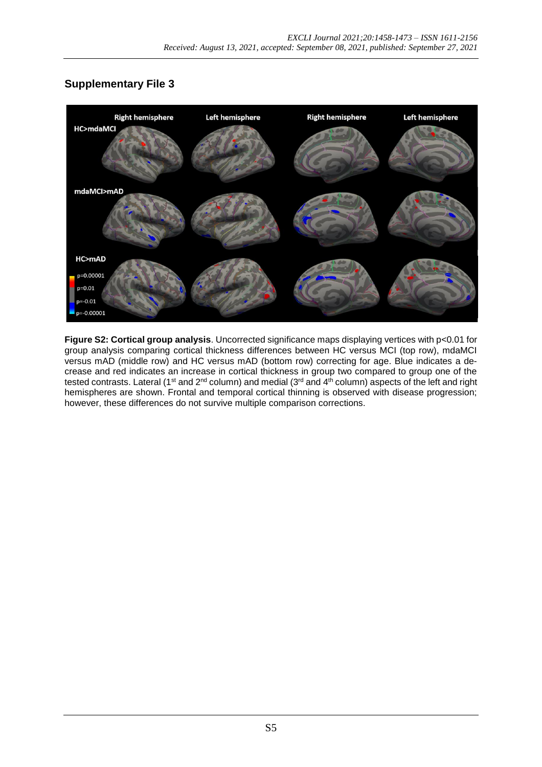## Supplementary File 3

Right hemisphere
Left hemisphere
Right hemisphere
Left hemisphere
HC>mdaMCI
mdaMCI>mAD
HC>mAD
p=0.00001
p=0.01
p=-0.01
p=-0.00001

**Figure S2: Cortical group analysis**. Uncorrected significance maps displaying vertices with p<0.01 for group analysis comparing cortical thickness differences between HC versus MCI (top row), mdaMCI versus mAD (middle row) and HC versus mAD (bottom row) correcting for age. Blue indicates a decrease and red indicates an increase in cortical thickness in group two compared to group one of the tested contrasts. Lateral (1st and 2nd column) and medial (3rd and 4th column) aspects of the left and right hemispheres are shown. Frontal and temporal cortical thinning is observed with disease progression; however, these differences do not survive multiple comparison corrections.